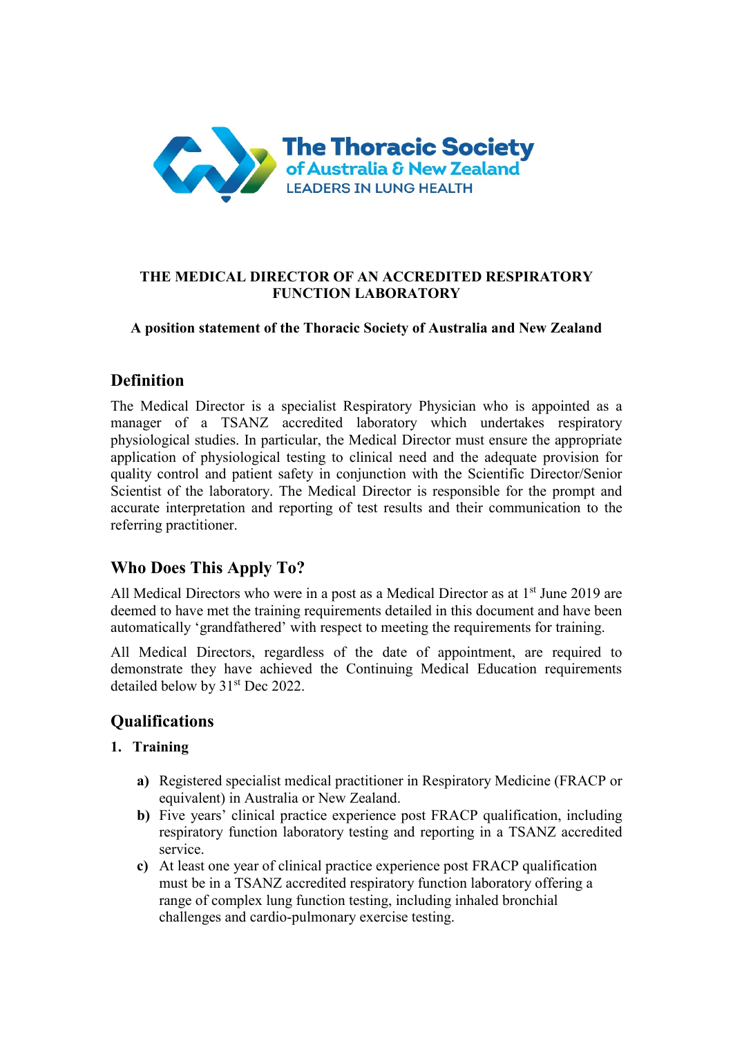The Thoracic Society of Australia & New Zealand
LEADERS IN LUNG HEALTH

# THE MEDICAL DIRECTOR OF AN ACCREDITED RESPIRATORY FUNCTION LABORATORY

**A position statement of the Thoracic Society of Australia and New Zealand**

## Definition

The Medical Director is a specialist Respiratory Physician who is appointed as a manager of a TSANZ accredited laboratory which undertakes respiratory physiological studies. In particular, the Medical Director must ensure the appropriate application of physiological testing to clinical need and the adequate provision for quality control and patient safety in conjunction with the Scientific Director/Senior Scientist of the laboratory. The Medical Director is responsible for the prompt and accurate interpretation and reporting of test results and their communication to the referring practitioner.

## Who Does This Apply To?

All Medical Directors who were in a post as a Medical Director as at 1st June 2019 are deemed to have met the training requirements detailed in this document and have been automatically 'grandfathered' with respect to meeting the requirements for training.

All Medical Directors, regardless of the date of appointment, are required to demonstrate they have achieved the Continuing Medical Education requirements detailed below by 31st Dec 2022.

## Qualifications

### 1. Training

- **a)** Registered specialist medical practitioner in Respiratory Medicine (FRACP or equivalent) in Australia or New Zealand.
- **b)** Five years' clinical practice experience post FRACP qualification, including respiratory function laboratory testing and reporting in a TSANZ accredited service.
- **c)** At least one year of clinical practice experience post FRACP qualification must be in a TSANZ accredited respiratory function laboratory offering a range of complex lung function testing, including inhaled bronchial challenges and cardio-pulmonary exercise testing.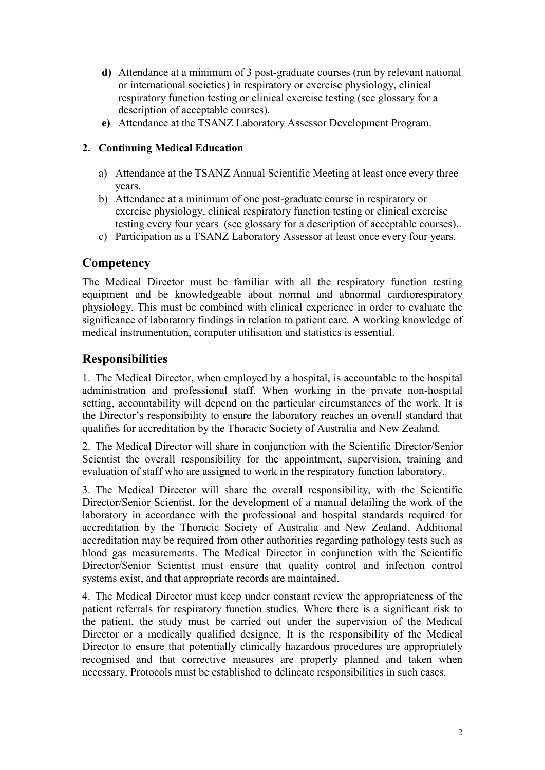- **d)** Attendance at a minimum of 3 post-graduate courses (run by relevant national or international societies) in respiratory or exercise physiology, clinical respiratory function testing or clinical exercise testing (see glossary for a description of acceptable courses).
- **e)** Attendance at the TSANZ Laboratory Assessor Development Program.

**2. Continuing Medical Education**

a) Attendance at the TSANZ Annual Scientific Meeting at least once every three years.

b) Attendance at a minimum of one post-graduate course in respiratory or exercise physiology, clinical respiratory function testing or clinical exercise testing every four years (see glossary for a description of acceptable courses)..

c) Participation as a TSANZ Laboratory Assessor at least once every four years.

## Competency

The Medical Director must be familiar with all the respiratory function testing equipment and be knowledgeable about normal and abnormal cardiorespiratory physiology. This must be combined with clinical experience in order to evaluate the significance of laboratory findings in relation to patient care. A working knowledge of medical instrumentation, computer utilisation and statistics is essential.

## Responsibilities

1. The Medical Director, when employed by a hospital, is accountable to the hospital administration and professional staff. When working in the private non-hospital setting, accountability will depend on the particular circumstances of the work. It is the Director's responsibility to ensure the laboratory reaches an overall standard that qualifies for accreditation by the Thoracic Society of Australia and New Zealand.

2. The Medical Director will share in conjunction with the Scientific Director/Senior Scientist the overall responsibility for the appointment, supervision, training and evaluation of staff who are assigned to work in the respiratory function laboratory.

3. The Medical Director will share the overall responsibility, with the Scientific Director/Senior Scientist, for the development of a manual detailing the work of the laboratory in accordance with the professional and hospital standards required for accreditation by the Thoracic Society of Australia and New Zealand. Additional accreditation may be required from other authorities regarding pathology tests such as blood gas measurements. The Medical Director in conjunction with the Scientific Director/Senior Scientist must ensure that quality control and infection control systems exist, and that appropriate records are maintained.

4. The Medical Director must keep under constant review the appropriateness of the patient referrals for respiratory function studies. Where there is a significant risk to the patient, the study must be carried out under the supervision of the Medical Director or a medically qualified designee. It is the responsibility of the Medical Director to ensure that potentially clinically hazardous procedures are appropriately recognised and that corrective measures are properly planned and taken when necessary. Protocols must be established to delineate responsibilities in such cases.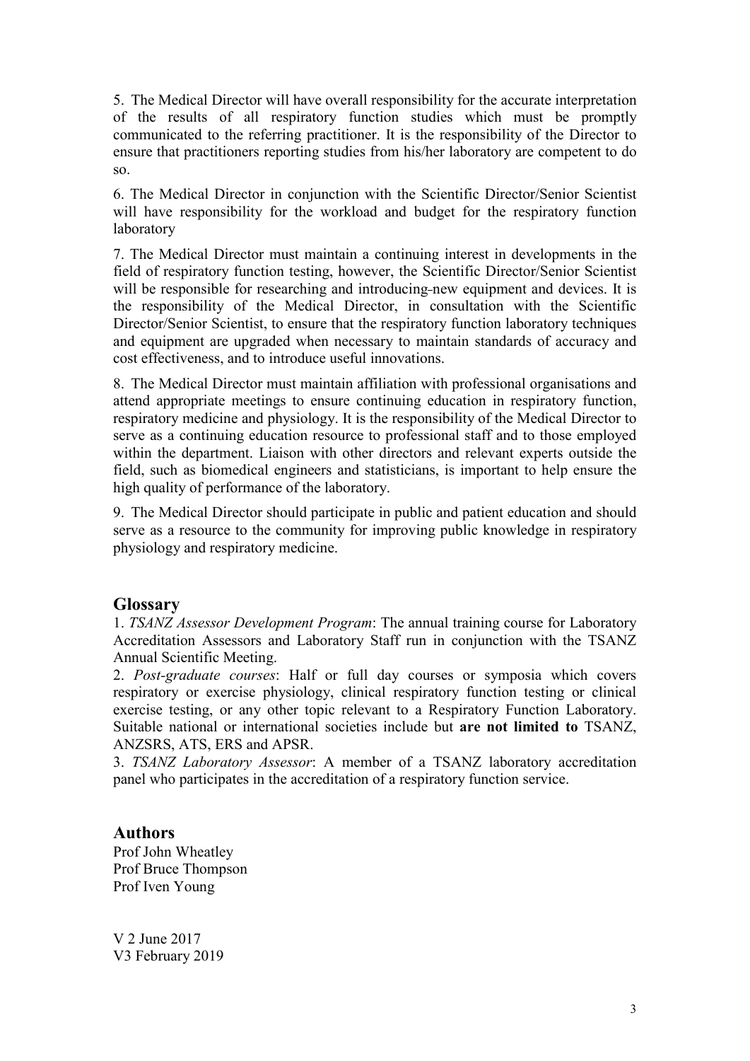5. The Medical Director will have overall responsibility for the accurate interpretation of the results of all respiratory function studies which must be promptly communicated to the referring practitioner. It is the responsibility of the Director to ensure that practitioners reporting studies from his/her laboratory are competent to do so.

6. The Medical Director in conjunction with the Scientific Director/Senior Scientist will have responsibility for the workload and budget for the respiratory function laboratory

7. The Medical Director must maintain a continuing interest in developments in the field of respiratory function testing, however, the Scientific Director/Senior Scientist will be responsible for researching and introducing new equipment and devices. It is the responsibility of the Medical Director, in consultation with the Scientific Director/Senior Scientist, to ensure that the respiratory function laboratory techniques and equipment are upgraded when necessary to maintain standards of accuracy and cost effectiveness, and to introduce useful innovations.

8. The Medical Director must maintain affiliation with professional organisations and attend appropriate meetings to ensure continuing education in respiratory function, respiratory medicine and physiology. It is the responsibility of the Medical Director to serve as a continuing education resource to professional staff and to those employed within the department. Liaison with other directors and relevant experts outside the field, such as biomedical engineers and statisticians, is important to help ensure the high quality of performance of the laboratory.

9. The Medical Director should participate in public and patient education and should serve as a resource to the community for improving public knowledge in respiratory physiology and respiratory medicine.

## Glossary

1. *TSANZ Assessor Development Program*: The annual training course for Laboratory Accreditation Assessors and Laboratory Staff run in conjunction with the TSANZ Annual Scientific Meeting.
2. *Post-graduate courses*: Half or full day courses or symposia which covers respiratory or exercise physiology, clinical respiratory function testing or clinical exercise testing, or any other topic relevant to a Respiratory Function Laboratory. Suitable national or international societies include but **are not limited to** TSANZ, ANZSRS, ATS, ERS and APSR.
3. *TSANZ Laboratory Assessor*: A member of a TSANZ laboratory accreditation panel who participates in the accreditation of a respiratory function service.

## Authors

Prof John Wheatley
Prof Bruce Thompson
Prof Iven Young

V 2 June 2017
V3 February 2019